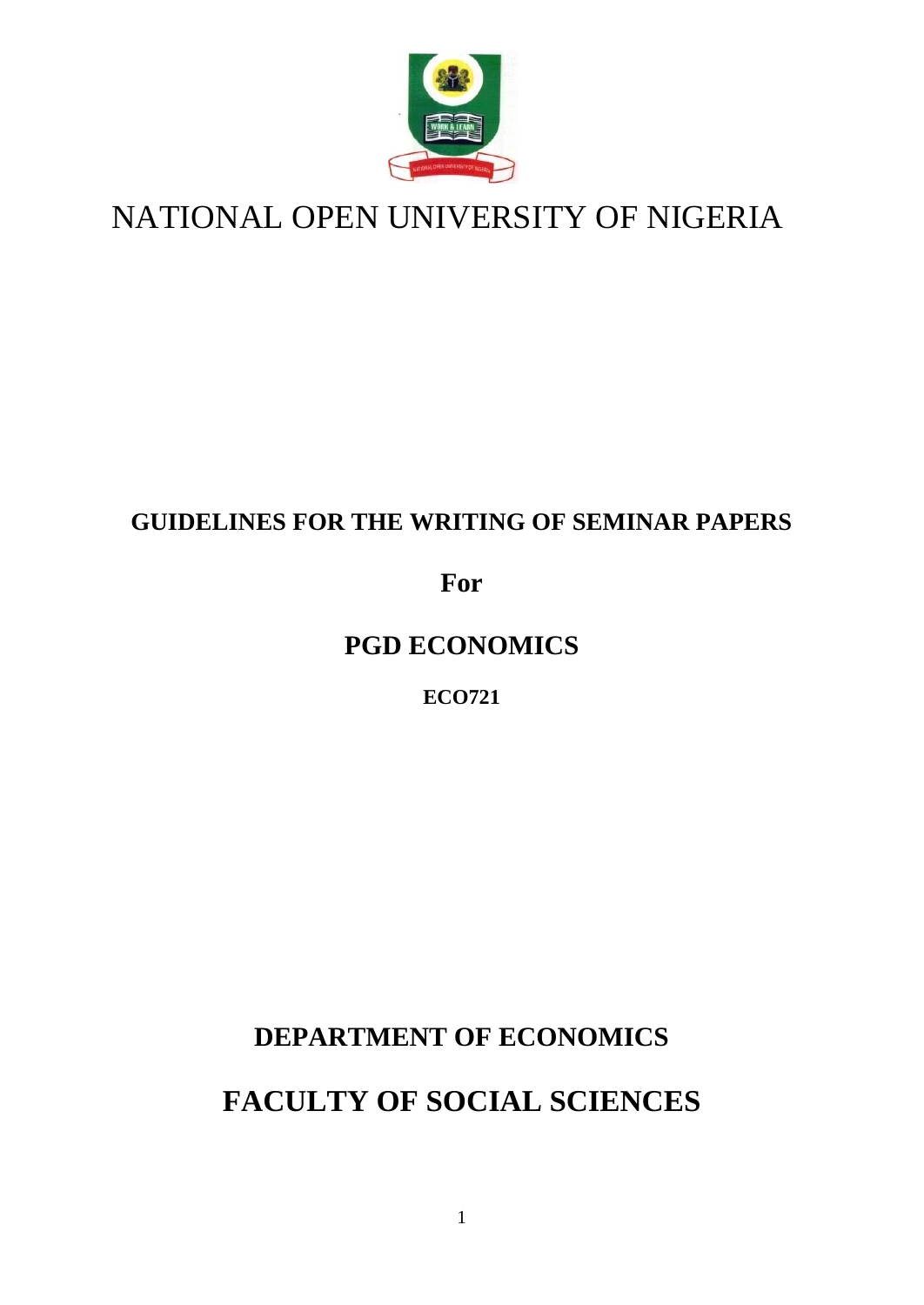# NATIONAL OPEN UNIVERSITY OF NIGERIA

## GUIDELINES FOR THE WRITING OF SEMINAR PAPERS

**For**

## PGD ECONOMICS

**ECO721**

## DEPARTMENT OF ECONOMICS

## FACULTY OF SOCIAL SCIENCES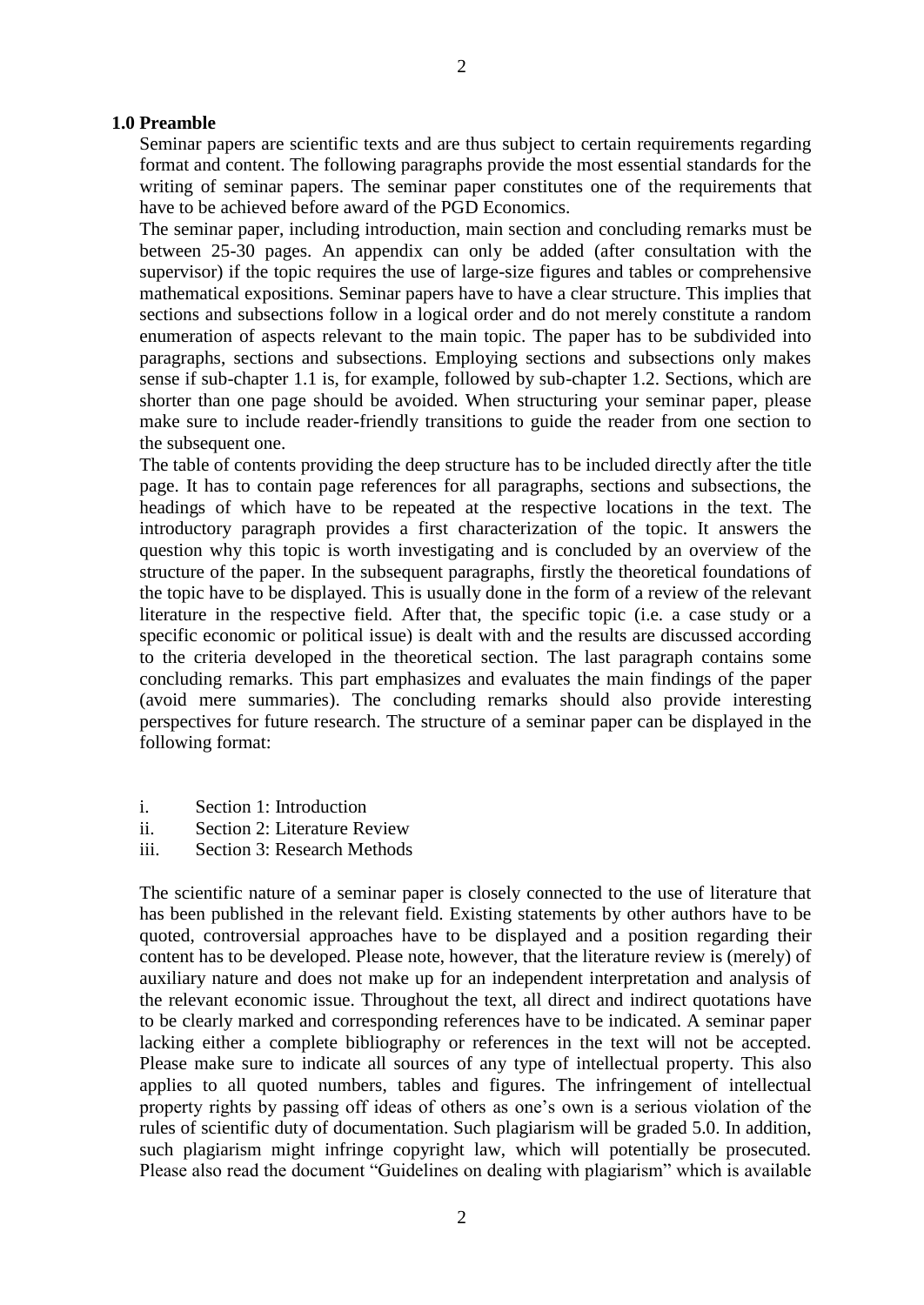## 1.0 Preamble

Seminar papers are scientific texts and are thus subject to certain requirements regarding format and content. The following paragraphs provide the most essential standards for the writing of seminar papers. The seminar paper constitutes one of the requirements that have to be achieved before award of the PGD Economics.

The seminar paper, including introduction, main section and concluding remarks must be between 25-30 pages. An appendix can only be added (after consultation with the supervisor) if the topic requires the use of large-size figures and tables or comprehensive mathematical expositions. Seminar papers have to have a clear structure. This implies that sections and subsections follow in a logical order and do not merely constitute a random enumeration of aspects relevant to the main topic. The paper has to be subdivided into paragraphs, sections and subsections. Employing sections and subsections only makes sense if sub-chapter 1.1 is, for example, followed by sub-chapter 1.2. Sections, which are shorter than one page should be avoided. When structuring your seminar paper, please make sure to include reader-friendly transitions to guide the reader from one section to the subsequent one.

The table of contents providing the deep structure has to be included directly after the title page. It has to contain page references for all paragraphs, sections and subsections, the headings of which have to be repeated at the respective locations in the text. The introductory paragraph provides a first characterization of the topic. It answers the question why this topic is worth investigating and is concluded by an overview of the structure of the paper. In the subsequent paragraphs, firstly the theoretical foundations of the topic have to be displayed. This is usually done in the form of a review of the relevant literature in the respective field. After that, the specific topic (i.e. a case study or a specific economic or political issue) is dealt with and the results are discussed according to the criteria developed in the theoretical section. The last paragraph contains some concluding remarks. This part emphasizes and evaluates the main findings of the paper (avoid mere summaries). The concluding remarks should also provide interesting perspectives for future research. The structure of a seminar paper can be displayed in the following format:

i. Section 1: Introduction
ii. Section 2: Literature Review
iii. Section 3: Research Methods

The scientific nature of a seminar paper is closely connected to the use of literature that has been published in the relevant field. Existing statements by other authors have to be quoted, controversial approaches have to be displayed and a position regarding their content has to be developed. Please note, however, that the literature review is (merely) of auxiliary nature and does not make up for an independent interpretation and analysis of the relevant economic issue. Throughout the text, all direct and indirect quotations have to be clearly marked and corresponding references have to be indicated. A seminar paper lacking either a complete bibliography or references in the text will not be accepted. Please make sure to indicate all sources of any type of intellectual property. This also applies to all quoted numbers, tables and figures. The infringement of intellectual property rights by passing off ideas of others as one's own is a serious violation of the rules of scientific duty of documentation. Such plagiarism will be graded 5.0. In addition, such plagiarism might infringe copyright law, which will potentially be prosecuted. Please also read the document "Guidelines on dealing with plagiarism" which is available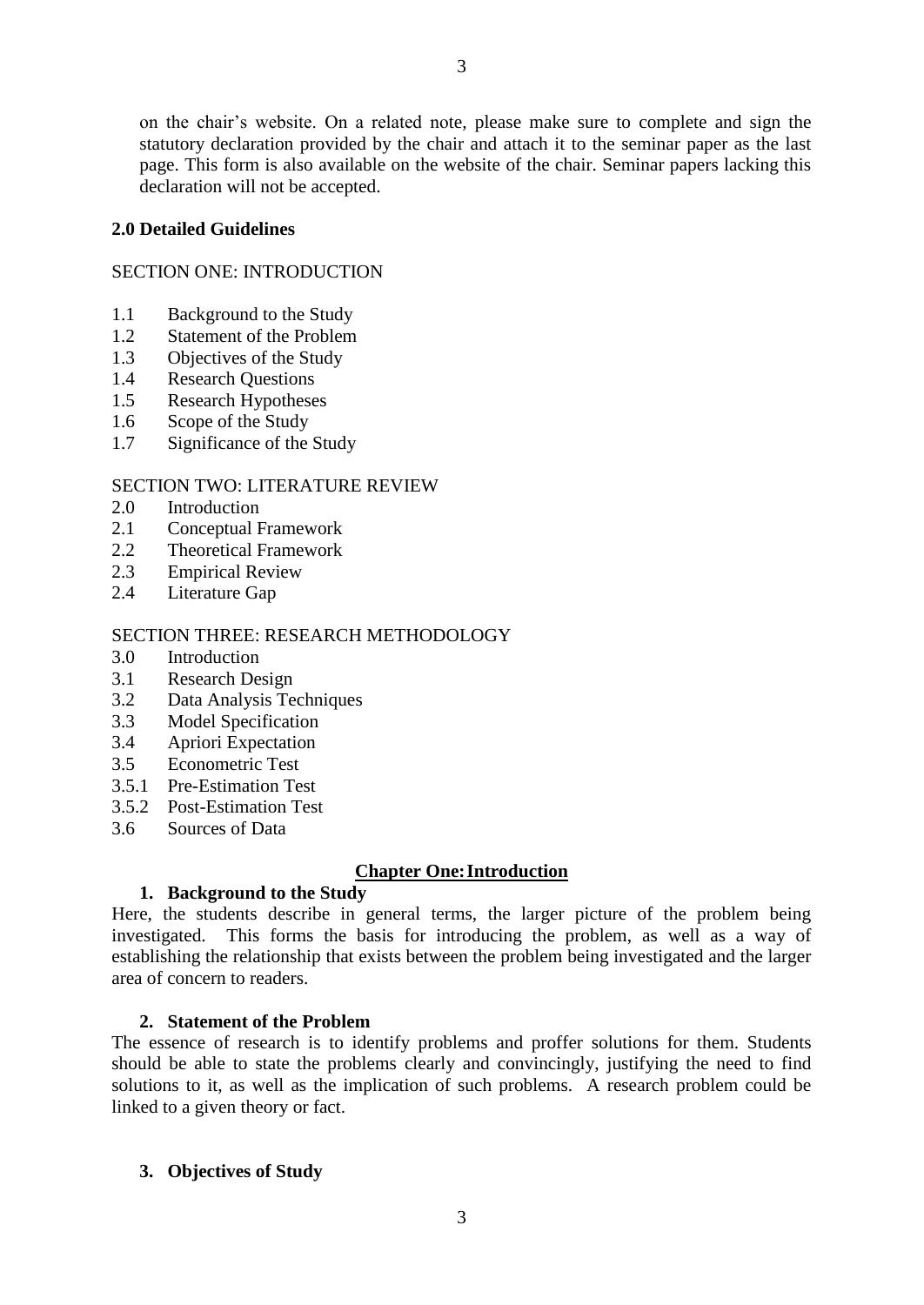on the chair's website. On a related note, please make sure to complete and sign the statutory declaration provided by the chair and attach it to the seminar paper as the last page. This form is also available on the website of the chair. Seminar papers lacking this declaration will not be accepted.

## 2.0 Detailed Guidelines

SECTION ONE: INTRODUCTION

1.1 Background to the Study
1.2 Statement of the Problem
1.3 Objectives of the Study
1.4 Research Questions
1.5 Research Hypotheses
1.6 Scope of the Study
1.7 Significance of the Study

SECTION TWO: LITERATURE REVIEW

2.0 Introduction
2.1 Conceptual Framework
2.2 Theoretical Framework
2.3 Empirical Review
2.4 Literature Gap

SECTION THREE: RESEARCH METHODOLOGY

3.0 Introduction
3.1 Research Design
3.2 Data Analysis Techniques
3.3 Model Specification
3.4 Apriori Expectation
3.5 Econometric Test
3.5.1 Pre-Estimation Test
3.5.2 Post-Estimation Test
3.6 Sources of Data

## Chapter One: Introduction

### 1. Background to the Study

Here, the students describe in general terms, the larger picture of the problem being investigated. This forms the basis for introducing the problem, as well as a way of establishing the relationship that exists between the problem being investigated and the larger area of concern to readers.

### 2. Statement of the Problem

The essence of research is to identify problems and proffer solutions for them. Students should be able to state the problems clearly and convincingly, justifying the need to find solutions to it, as well as the implication of such problems. A research problem could be linked to a given theory or fact.

### 3. Objectives of Study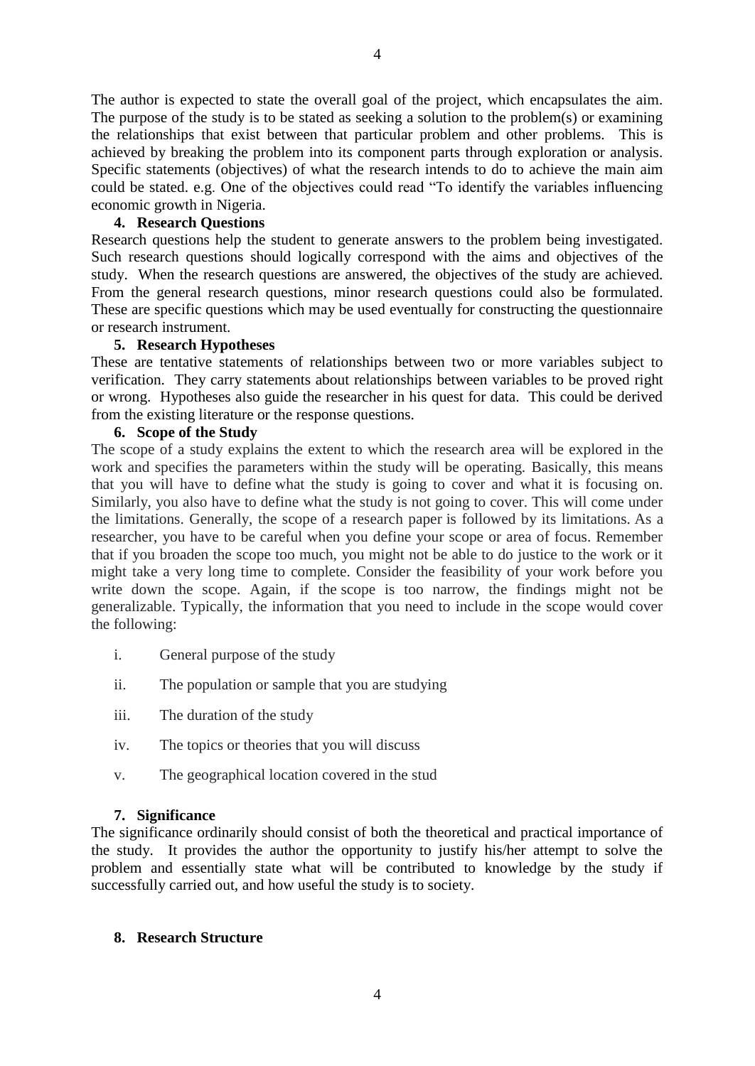The author is expected to state the overall goal of the project, which encapsulates the aim. The purpose of the study is to be stated as seeking a solution to the problem(s) or examining the relationships that exist between that particular problem and other problems. This is achieved by breaking the problem into its component parts through exploration or analysis. Specific statements (objectives) of what the research intends to do to achieve the main aim could be stated. e.g. One of the objectives could read "To identify the variables influencing economic growth in Nigeria.

**4. Research Questions**

Research questions help the student to generate answers to the problem being investigated. Such research questions should logically correspond with the aims and objectives of the study. When the research questions are answered, the objectives of the study are achieved. From the general research questions, minor research questions could also be formulated. These are specific questions which may be used eventually for constructing the questionnaire or research instrument.

**5. Research Hypotheses**

These are tentative statements of relationships between two or more variables subject to verification. They carry statements about relationships between variables to be proved right or wrong. Hypotheses also guide the researcher in his quest for data. This could be derived from the existing literature or the response questions.

**6. Scope of the Study**

The scope of a study explains the extent to which the research area will be explored in the work and specifies the parameters within the study will be operating. Basically, this means that you will have to define what the study is going to cover and what it is focusing on. Similarly, you also have to define what the study is not going to cover. This will come under the limitations. Generally, the scope of a research paper is followed by its limitations. As a researcher, you have to be careful when you define your scope or area of focus. Remember that if you broaden the scope too much, you might not be able to do justice to the work or it might take a very long time to complete. Consider the feasibility of your work before you write down the scope. Again, if the scope is too narrow, the findings might not be generalizable. Typically, the information that you need to include in the scope would cover the following:

i. General purpose of the study

ii. The population or sample that you are studying

iii. The duration of the study

iv. The topics or theories that you will discuss

v. The geographical location covered in the stud

**7. Significance**

The significance ordinarily should consist of both the theoretical and practical importance of the study. It provides the author the opportunity to justify his/her attempt to solve the problem and essentially state what will be contributed to knowledge by the study if successfully carried out, and how useful the study is to society.

**8. Research Structure**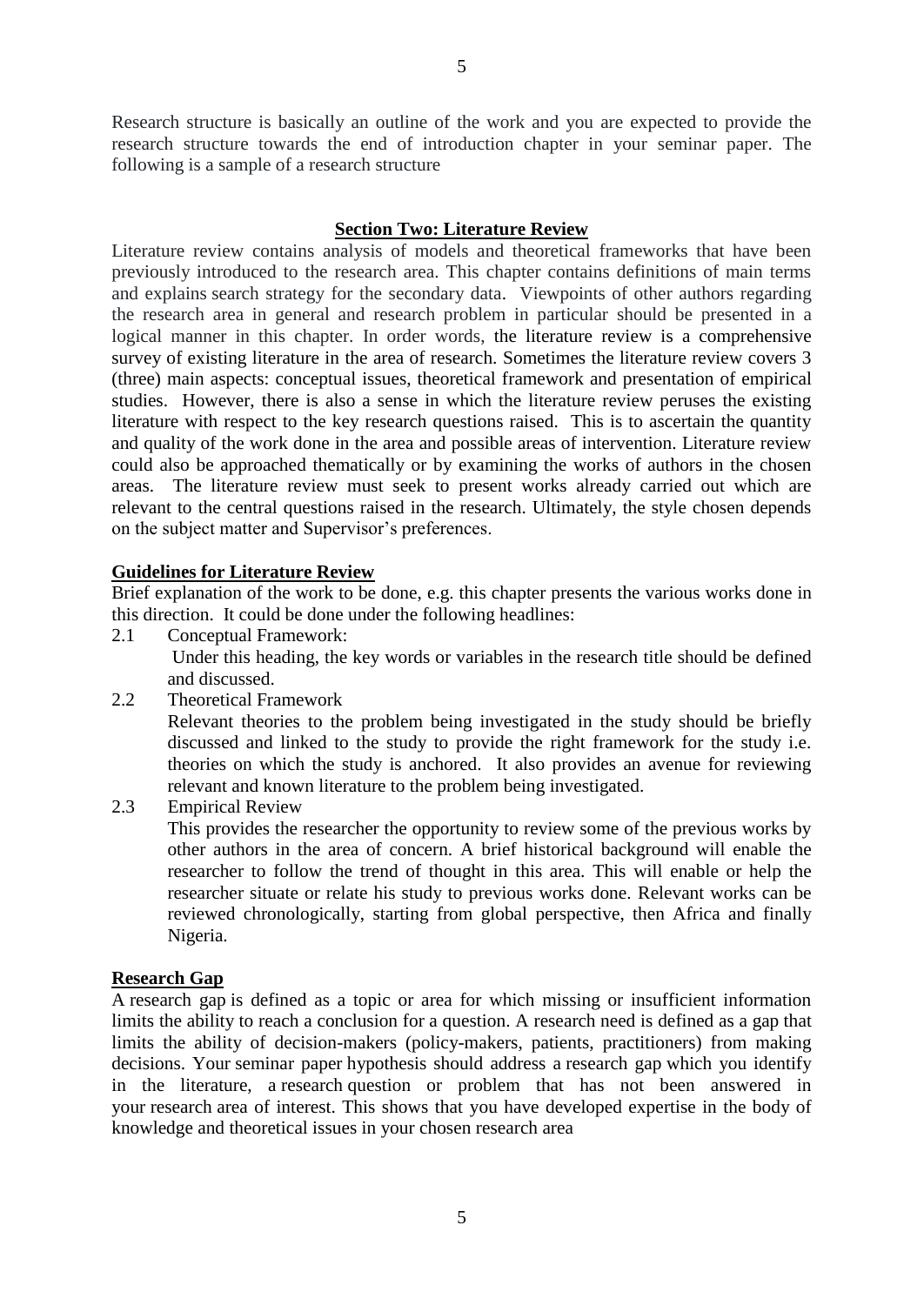Research structure is basically an outline of the work and you are expected to provide the research structure towards the end of introduction chapter in your seminar paper. The following is a sample of a research structure

## Section Two: Literature Review

Literature review contains analysis of models and theoretical frameworks that have been previously introduced to the research area. This chapter contains definitions of main terms and explains search strategy for the secondary data. Viewpoints of other authors regarding the research area in general and research problem in particular should be presented in a logical manner in this chapter. In order words, the literature review is a comprehensive survey of existing literature in the area of research. Sometimes the literature review covers 3 (three) main aspects: conceptual issues, theoretical framework and presentation of empirical studies. However, there is also a sense in which the literature review peruses the existing literature with respect to the key research questions raised. This is to ascertain the quantity and quality of the work done in the area and possible areas of intervention. Literature review could also be approached thematically or by examining the works of authors in the chosen areas. The literature review must seek to present works already carried out which are relevant to the central questions raised in the research. Ultimately, the style chosen depends on the subject matter and Supervisor's preferences.

### Guidelines for Literature Review

Brief explanation of the work to be done, e.g. this chapter presents the various works done in this direction. It could be done under the following headlines:

2.1 Conceptual Framework:
Under this heading, the key words or variables in the research title should be defined and discussed.

2.2 Theoretical Framework
Relevant theories to the problem being investigated in the study should be briefly discussed and linked to the study to provide the right framework for the study i.e. theories on which the study is anchored. It also provides an avenue for reviewing relevant and known literature to the problem being investigated.

2.3 Empirical Review
This provides the researcher the opportunity to review some of the previous works by other authors in the area of concern. A brief historical background will enable the researcher to follow the trend of thought in this area. This will enable or help the researcher situate or relate his study to previous works done. Relevant works can be reviewed chronologically, starting from global perspective, then Africa and finally Nigeria.

### Research Gap

A research gap is defined as a topic or area for which missing or insufficient information limits the ability to reach a conclusion for a question. A research need is defined as a gap that limits the ability of decision-makers (policy-makers, patients, practitioners) from making decisions. Your seminar paper hypothesis should address a research gap which you identify in the literature, a research question or problem that has not been answered in your research area of interest. This shows that you have developed expertise in the body of knowledge and theoretical issues in your chosen research area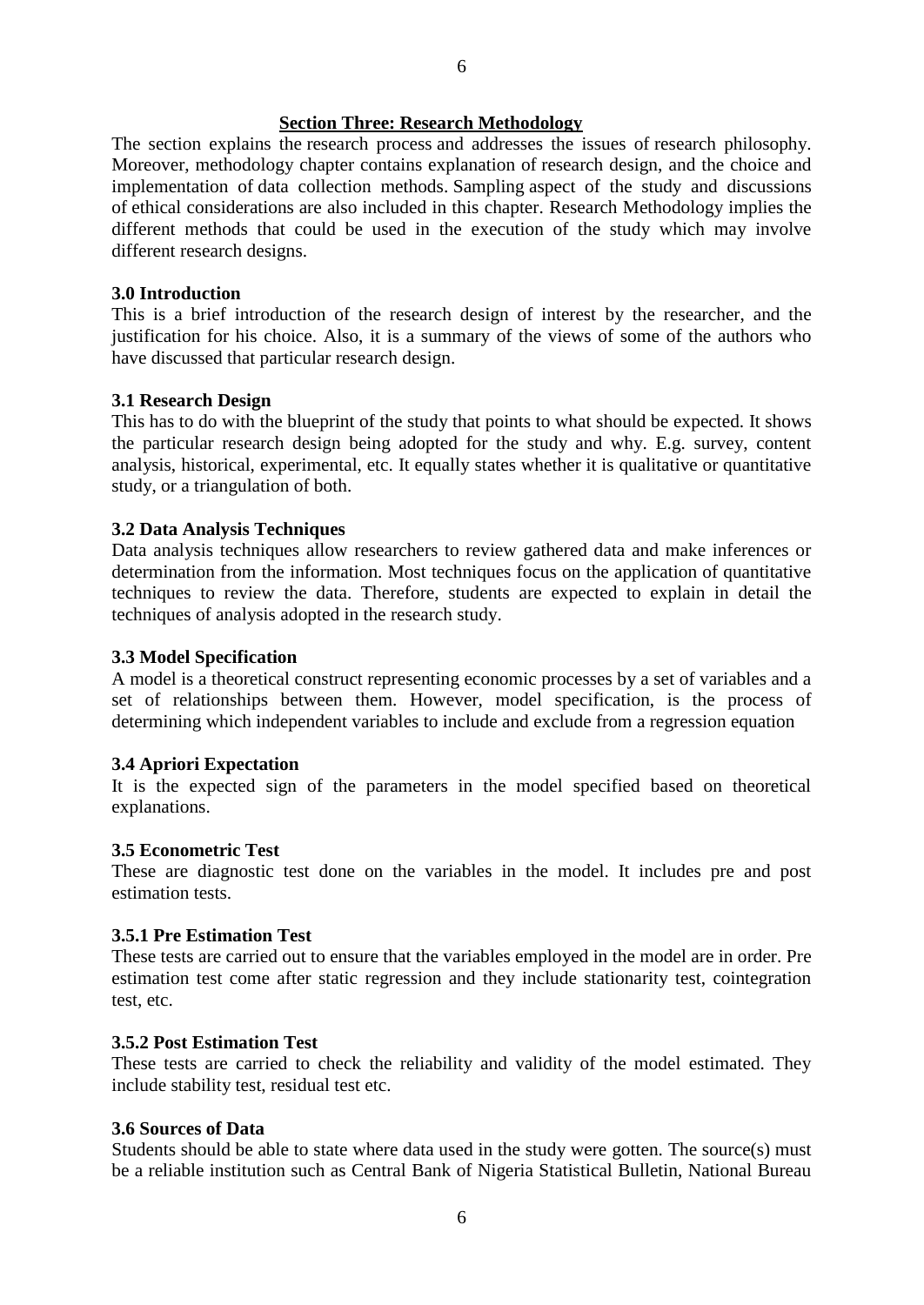## Section Three: Research Methodology

The section explains the research process and addresses the issues of research philosophy. Moreover, methodology chapter contains explanation of research design, and the choice and implementation of data collection methods. Sampling aspect of the study and discussions of ethical considerations are also included in this chapter. Research Methodology implies the different methods that could be used in the execution of the study which may involve different research designs.

### 3.0 Introduction

This is a brief introduction of the research design of interest by the researcher, and the justification for his choice. Also, it is a summary of the views of some of the authors who have discussed that particular research design.

### 3.1 Research Design

This has to do with the blueprint of the study that points to what should be expected. It shows the particular research design being adopted for the study and why. E.g. survey, content analysis, historical, experimental, etc. It equally states whether it is qualitative or quantitative study, or a triangulation of both.

### 3.2 Data Analysis Techniques

Data analysis techniques allow researchers to review gathered data and make inferences or determination from the information. Most techniques focus on the application of quantitative techniques to review the data. Therefore, students are expected to explain in detail the techniques of analysis adopted in the research study.

### 3.3 Model Specification

A model is a theoretical construct representing economic processes by a set of variables and a set of relationships between them. However, model specification, is the process of determining which independent variables to include and exclude from a regression equation

### 3.4 Apriori Expectation

It is the expected sign of the parameters in the model specified based on theoretical explanations.

### 3.5 Econometric Test

These are diagnostic test done on the variables in the model. It includes pre and post estimation tests.

#### 3.5.1 Pre Estimation Test

These tests are carried out to ensure that the variables employed in the model are in order. Pre estimation test come after static regression and they include stationarity test, cointegration test, etc.

#### 3.5.2 Post Estimation Test

These tests are carried to check the reliability and validity of the model estimated. They include stability test, residual test etc.

### 3.6 Sources of Data

Students should be able to state where data used in the study were gotten. The source(s) must be a reliable institution such as Central Bank of Nigeria Statistical Bulletin, National Bureau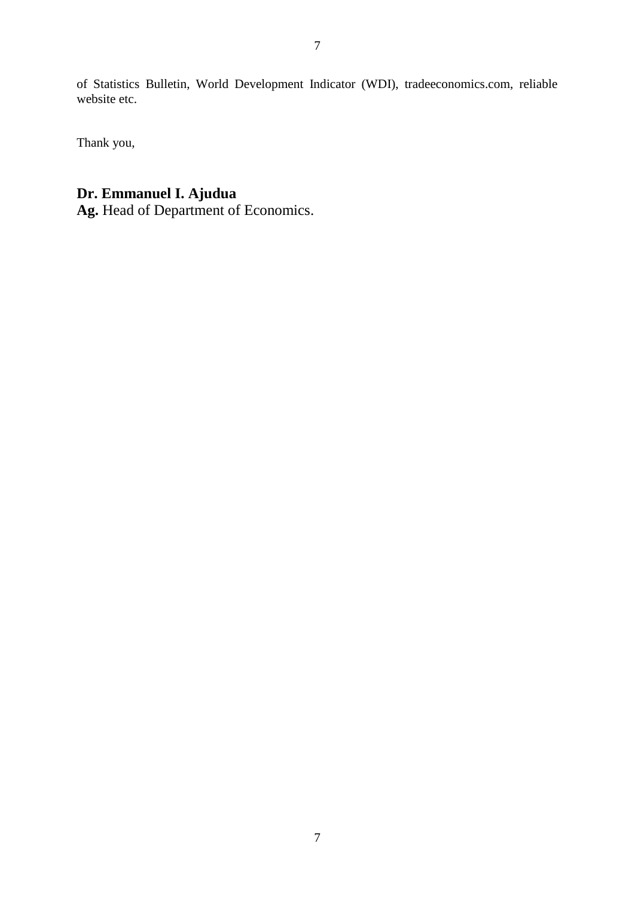of Statistics Bulletin, World Development Indicator (WDI), tradeeconomics.com, reliable website etc.

Thank you,

**Dr. Emmanuel I. Ajudua**
**Ag.** Head of Department of Economics.